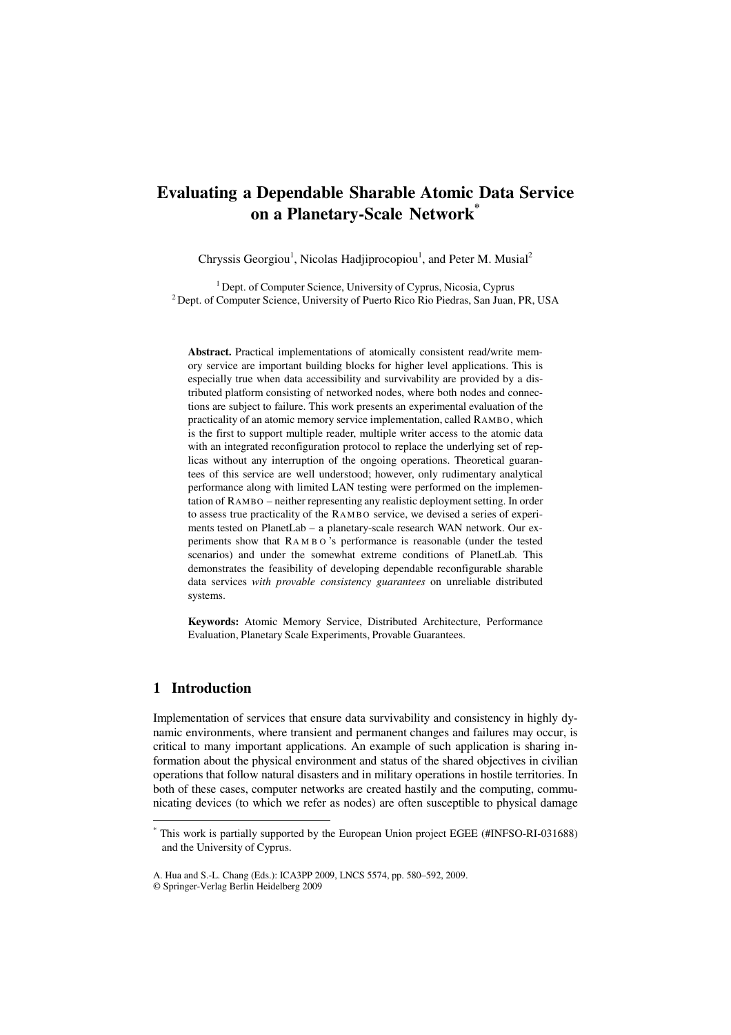# Evaluating a Dependable Sharable Atomic Data Service on a Planetary-Scale Network*

Chryssis Georgiou[1], Nicolas Hadjiprocopiou[1], and Peter M. Musial[2]

[1] Dept. of Computer Science, University of Cyprus, Nicosia, Cyprus
[2] Dept. of Computer Science, University of Puerto Rico Rio Piedras, San Juan, PR, USA

**Abstract.** Practical implementations of atomically consistent read/write memory service are important building blocks for higher level applications. This is especially true when data accessibility and survivability are provided by a distributed platform consisting of networked nodes, where both nodes and connections are subject to failure. This work presents an experimental evaluation of the practicality of an atomic memory service implementation, called RAMBO, which is the first to support multiple reader, multiple writer access to the atomic data with an integrated reconfiguration protocol to replace the underlying set of replicas without any interruption of the ongoing operations. Theoretical guarantees of this service are well understood; however, only rudimentary analytical performance along with limited LAN testing were performed on the implementation of RAMBO – neither representing any realistic deployment setting. In order to assess true practicality of the RAMBO service, we devised a series of experiments tested on PlanetLab – a planetary-scale research WAN network. Our experiments show that RAMBO's performance is reasonable (under the tested scenarios) and under the somewhat extreme conditions of PlanetLab. This demonstrates the feasibility of developing dependable reconfigurable sharable data services *with provable consistency guarantees* on unreliable distributed systems.

**Keywords:** Atomic Memory Service, Distributed Architecture, Performance Evaluation, Planetary Scale Experiments, Provable Guarantees.

## 1 Introduction

Implementation of services that ensure data survivability and consistency in highly dynamic environments, where transient and permanent changes and failures may occur, is critical to many important applications. An example of such application is sharing information about the physical environment and status of the shared objectives in civilian operations that follow natural disasters and in military operations in hostile territories. In both of these cases, computer networks are created hastily and the computing, communicating devices (to which we refer as nodes) are often susceptible to physical damage

* This work is partially supported by the European Union project EGEE (#INFSO-RI-031688) and the University of Cyprus.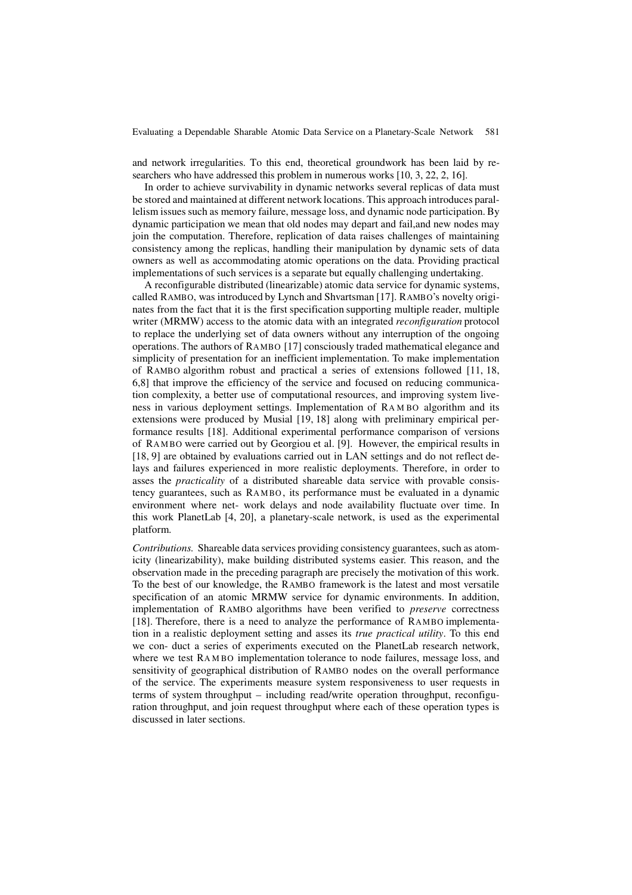and network irregularities. To this end, theoretical groundwork has been laid by researchers who have addressed this problem in numerous works [10, 3, 22, 2, 16].

In order to achieve survivability in dynamic networks several replicas of data must be stored and maintained at different network locations. This approach introduces parallelism issues such as memory failure, message loss, and dynamic node participation. By dynamic participation we mean that old nodes may depart and fail,and new nodes may join the computation. Therefore, replication of data raises challenges of maintaining consistency among the replicas, handling their manipulation by dynamic sets of data owners as well as accommodating atomic operations on the data. Providing practical implementations of such services is a separate but equally challenging undertaking.

A reconfigurable distributed (linearizable) atomic data service for dynamic systems, called RAMBO, was introduced by Lynch and Shvartsman [17]. RAMBO's novelty originates from the fact that it is the first specification supporting multiple reader, multiple writer (MRMW) access to the atomic data with an integrated *reconfiguration* protocol to replace the underlying set of data owners without any interruption of the ongoing operations. The authors of RAMBO [17] consciously traded mathematical elegance and simplicity of presentation for an inefficient implementation. To make implementation of RAMBO algorithm robust and practical a series of extensions followed [11, 18, 6,8] that improve the efficiency of the service and focused on reducing communication complexity, a better use of computational resources, and improving system liveness in various deployment settings. Implementation of RAMBO algorithm and its extensions were produced by Musial [19, 18] along with preliminary empirical performance results [18]. Additional experimental performance comparison of versions of RAMBO were carried out by Georgiou et al. [9]. However, the empirical results in [18, 9] are obtained by evaluations carried out in LAN settings and do not reflect delays and failures experienced in more realistic deployments. Therefore, in order to asses the *practicality* of a distributed shareable data service with provable consistency guarantees, such as RAMBO, its performance must be evaluated in a dynamic environment where net- work delays and node availability fluctuate over time. In this work PlanetLab [4, 20], a planetary-scale network, is used as the experimental platform.

*Contributions.* Shareable data services providing consistency guarantees, such as atomicity (linearizability), make building distributed systems easier. This reason, and the observation made in the preceding paragraph are precisely the motivation of this work. To the best of our knowledge, the RAMBO framework is the latest and most versatile specification of an atomic MRMW service for dynamic environments. In addition, implementation of RAMBO algorithms have been verified to *preserve* correctness [18]. Therefore, there is a need to analyze the performance of RAMBO implementation in a realistic deployment setting and asses its *true practical utility*. To this end we con- duct a series of experiments executed on the PlanetLab research network, where we test RAMBO implementation tolerance to node failures, message loss, and sensitivity of geographical distribution of RAMBO nodes on the overall performance of the service. The experiments measure system responsiveness to user requests in terms of system throughput – including read/write operation throughput, reconfiguration throughput, and join request throughput where each of these operation types is discussed in later sections.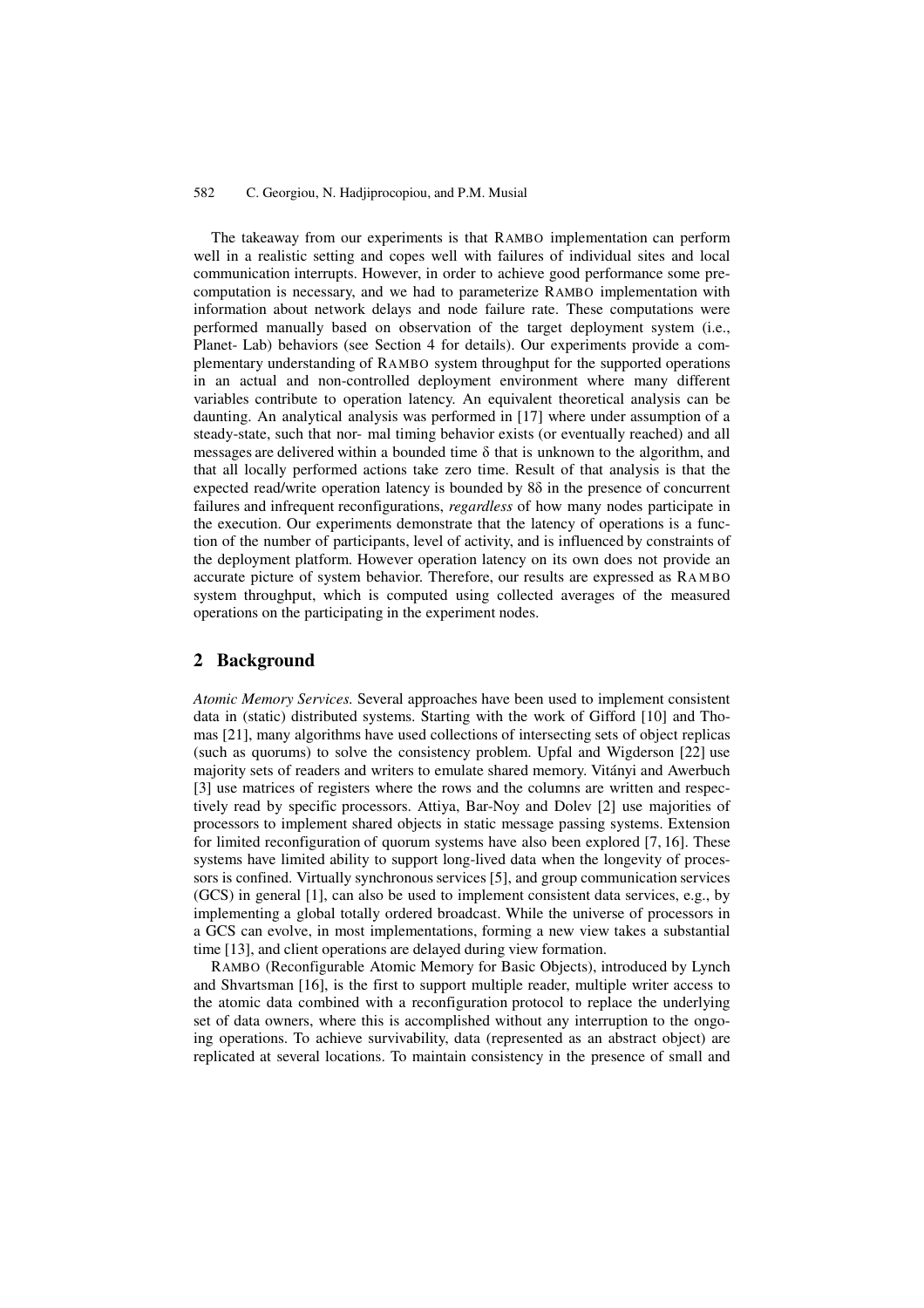The takeaway from our experiments is that RAMBO implementation can perform well in a realistic setting and copes well with failures of individual sites and local communication interrupts. However, in order to achieve good performance some precomputation is necessary, and we had to parameterize RAMBO implementation with information about network delays and node failure rate. These computations were performed manually based on observation of the target deployment system (i.e., Planet- Lab) behaviors (see Section 4 for details). Our experiments provide a complementary understanding of RAMBO system throughput for the supported operations in an actual and non-controlled deployment environment where many different variables contribute to operation latency. An equivalent theoretical analysis can be daunting. An analytical analysis was performed in [17] where under assumption of a steady-state, such that nor- mal timing behavior exists (or eventually reached) and all messages are delivered within a bounded time $\delta$ that is unknown to the algorithm, and that all locally performed actions take zero time. Result of that analysis is that the expected read/write operation latency is bounded by $8\delta$ in the presence of concurrent failures and infrequent reconfigurations, *regardless* of how many nodes participate in the execution. Our experiments demonstrate that the latency of operations is a function of the number of participants, level of activity, and is influenced by constraints of the deployment platform. However operation latency on its own does not provide an accurate picture of system behavior. Therefore, our results are expressed as RAMBO system throughput, which is computed using collected averages of the measured operations on the participating in the experiment nodes.

## 2 Background

*Atomic Memory Services.* Several approaches have been used to implement consistent data in (static) distributed systems. Starting with the work of Gifford [10] and Thomas [21], many algorithms have used collections of intersecting sets of object replicas (such as quorums) to solve the consistency problem. Upfal and Wigderson [22] use majority sets of readers and writers to emulate shared memory. Vitányi and Awerbuch [3] use matrices of registers where the rows and the columns are written and respectively read by specific processors. Attiya, Bar-Noy and Dolev [2] use majorities of processors to implement shared objects in static message passing systems. Extension for limited reconfiguration of quorum systems have also been explored [7, 16]. These systems have limited ability to support long-lived data when the longevity of processors is confined. Virtually synchronous services [5], and group communication services (GCS) in general [1], can also be used to implement consistent data services, e.g., by implementing a global totally ordered broadcast. While the universe of processors in a GCS can evolve, in most implementations, forming a new view takes a substantial time [13], and client operations are delayed during view formation.

RAMBO (Reconfigurable Atomic Memory for Basic Objects), introduced by Lynch and Shvartsman [16], is the first to support multiple reader, multiple writer access to the atomic data combined with a reconfiguration protocol to replace the underlying set of data owners, where this is accomplished without any interruption to the ongoing operations. To achieve survivability, data (represented as an abstract object) are replicated at several locations. To maintain consistency in the presence of small and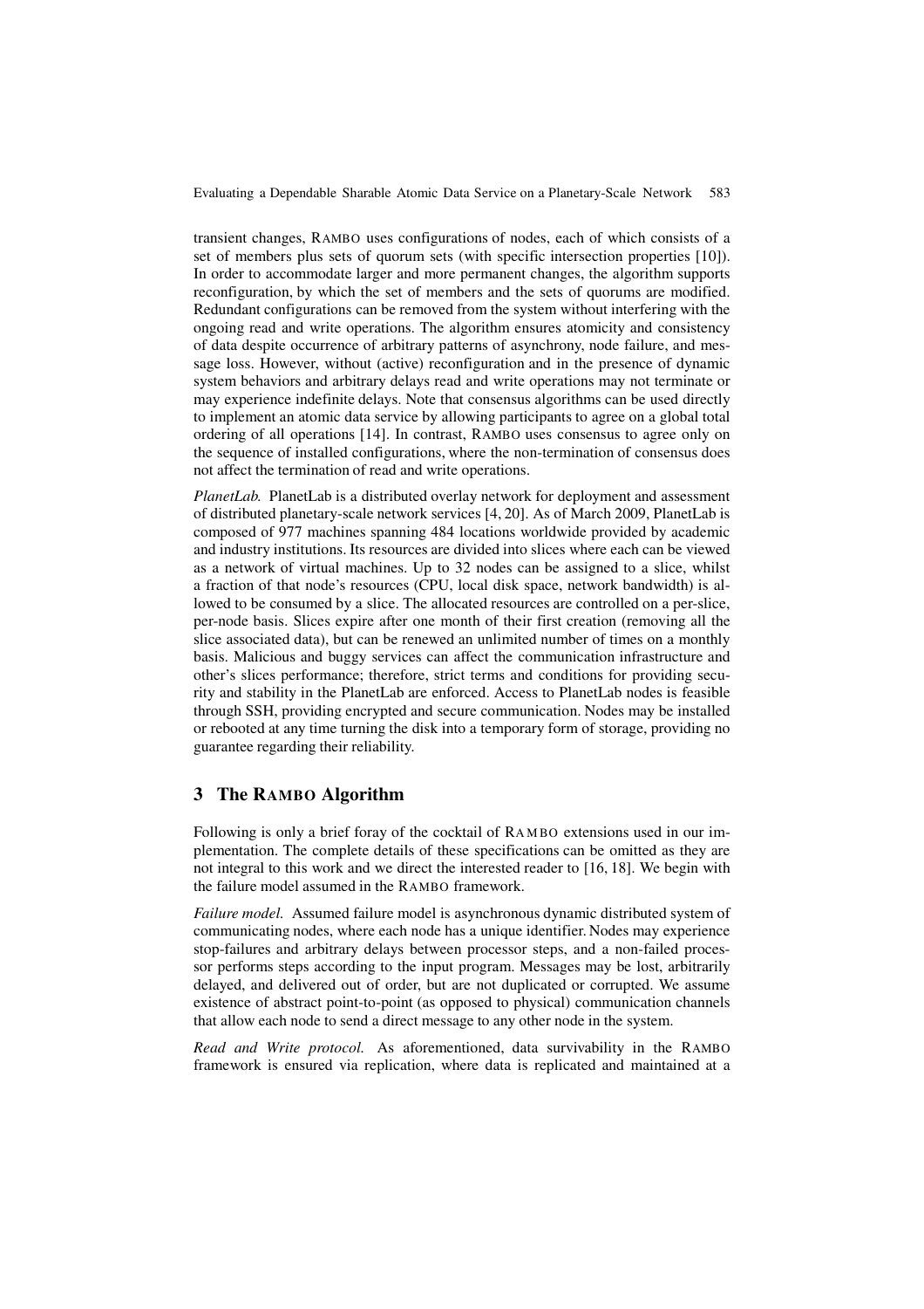transient changes, RAMBO uses configurations of nodes, each of which consists of a set of members plus sets of quorum sets (with specific intersection properties [10]). In order to accommodate larger and more permanent changes, the algorithm supports reconfiguration, by which the set of members and the sets of quorums are modified. Redundant configurations can be removed from the system without interfering with the ongoing read and write operations. The algorithm ensures atomicity and consistency of data despite occurrence of arbitrary patterns of asynchrony, node failure, and message loss. However, without (active) reconfiguration and in the presence of dynamic system behaviors and arbitrary delays read and write operations may not terminate or may experience indefinite delays. Note that consensus algorithms can be used directly to implement an atomic data service by allowing participants to agree on a global total ordering of all operations [14]. In contrast, RAMBO uses consensus to agree only on the sequence of installed configurations, where the non-termination of consensus does not affect the termination of read and write operations.

*PlanetLab.* PlanetLab is a distributed overlay network for deployment and assessment of distributed planetary-scale network services [4, 20]. As of March 2009, PlanetLab is composed of 977 machines spanning 484 locations worldwide provided by academic and industry institutions. Its resources are divided into slices where each can be viewed as a network of virtual machines. Up to 32 nodes can be assigned to a slice, whilst a fraction of that node's resources (CPU, local disk space, network bandwidth) is allowed to be consumed by a slice. The allocated resources are controlled on a per-slice, per-node basis. Slices expire after one month of their first creation (removing all the slice associated data), but can be renewed an unlimited number of times on a monthly basis. Malicious and buggy services can affect the communication infrastructure and other's slices performance; therefore, strict terms and conditions for providing security and stability in the PlanetLab are enforced. Access to PlanetLab nodes is feasible through SSH, providing encrypted and secure communication. Nodes may be installed or rebooted at any time turning the disk into a temporary form of storage, providing no guarantee regarding their reliability.

## 3 The RAMBO Algorithm

Following is only a brief foray of the cocktail of RAMBO extensions used in our implementation. The complete details of these specifications can be omitted as they are not integral to this work and we direct the interested reader to [16, 18]. We begin with the failure model assumed in the RAMBO framework.

*Failure model.* Assumed failure model is asynchronous dynamic distributed system of communicating nodes, where each node has a unique identifier. Nodes may experience stop-failures and arbitrary delays between processor steps, and a non-failed processor performs steps according to the input program. Messages may be lost, arbitrarily delayed, and delivered out of order, but are not duplicated or corrupted. We assume existence of abstract point-to-point (as opposed to physical) communication channels that allow each node to send a direct message to any other node in the system.

*Read and Write protocol.* As aforementioned, data survivability in the RAMBO framework is ensured via replication, where data is replicated and maintained at a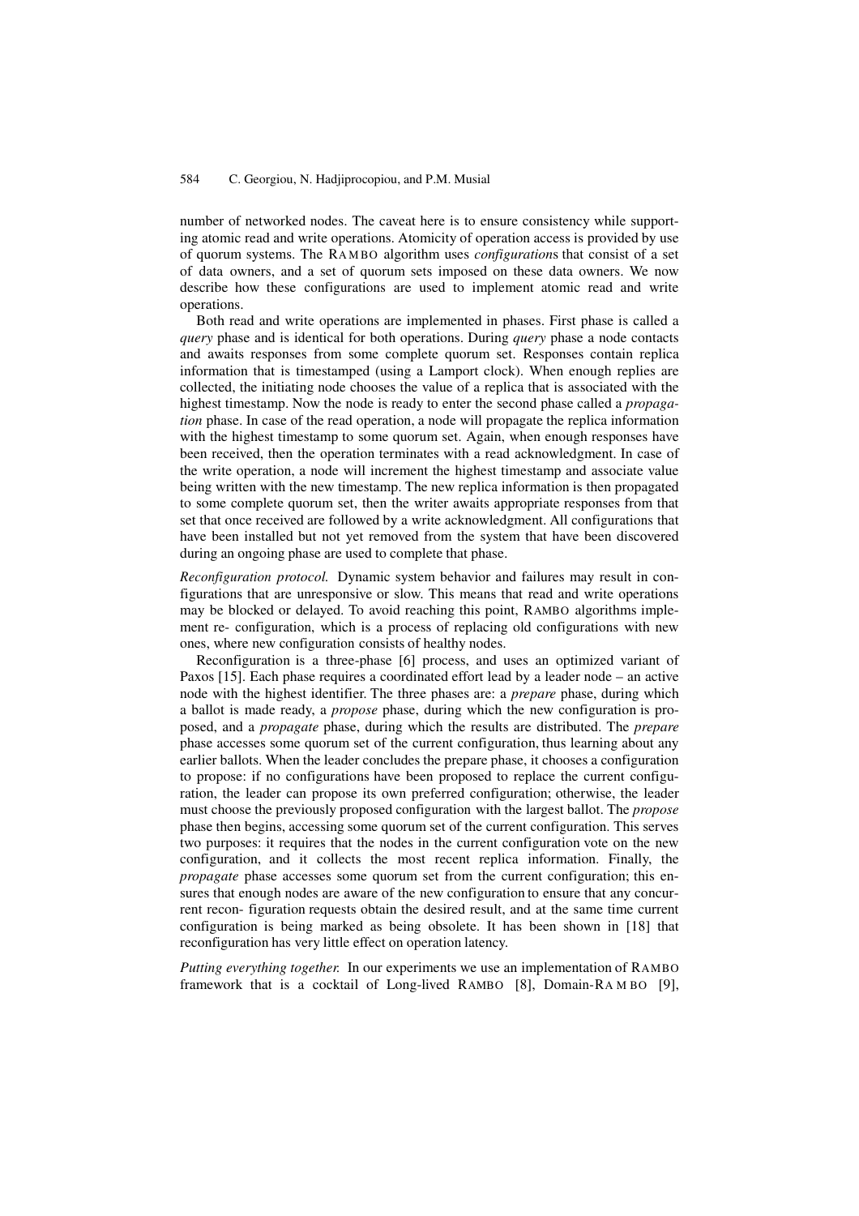number of networked nodes. The caveat here is to ensure consistency while supporting atomic read and write operations. Atomicity of operation access is provided by use of quorum systems. The RAMBO algorithm uses *configurations* that consist of a set of data owners, and a set of quorum sets imposed on these data owners. We now describe how these configurations are used to implement atomic read and write operations.

Both read and write operations are implemented in phases. First phase is called a *query* phase and is identical for both operations. During *query* phase a node contacts and awaits responses from some complete quorum set. Responses contain replica information that is timestamped (using a Lamport clock). When enough replies are collected, the initiating node chooses the value of a replica that is associated with the highest timestamp. Now the node is ready to enter the second phase called a *propagation* phase. In case of the read operation, a node will propagate the replica information with the highest timestamp to some quorum set. Again, when enough responses have been received, then the operation terminates with a read acknowledgment. In case of the write operation, a node will increment the highest timestamp and associate value being written with the new timestamp. The new replica information is then propagated to some complete quorum set, then the writer awaits appropriate responses from that set that once received are followed by a write acknowledgment. All configurations that have been installed but not yet removed from the system that have been discovered during an ongoing phase are used to complete that phase.

*Reconfiguration protocol.* Dynamic system behavior and failures may result in configurations that are unresponsive or slow. This means that read and write operations may be blocked or delayed. To avoid reaching this point, RAMBO algorithms implement re- configuration, which is a process of replacing old configurations with new ones, where new configuration consists of healthy nodes.

Reconfiguration is a three-phase [6] process, and uses an optimized variant of Paxos [15]. Each phase requires a coordinated effort lead by a leader node – an active node with the highest identifier. The three phases are: a *prepare* phase, during which a ballot is made ready, a *propose* phase, during which the new configuration is proposed, and a *propagate* phase, during which the results are distributed. The *prepare* phase accesses some quorum set of the current configuration, thus learning about any earlier ballots. When the leader concludes the prepare phase, it chooses a configuration to propose: if no configurations have been proposed to replace the current configuration, the leader can propose its own preferred configuration; otherwise, the leader must choose the previously proposed configuration with the largest ballot. The *propose* phase then begins, accessing some quorum set of the current configuration. This serves two purposes: it requires that the nodes in the current configuration vote on the new configuration, and it collects the most recent replica information. Finally, the *propagate* phase accesses some quorum set from the current configuration; this ensures that enough nodes are aware of the new configuration to ensure that any concurrent recon- figuration requests obtain the desired result, and at the same time current configuration is being marked as being obsolete. It has been shown in [18] that reconfiguration has very little effect on operation latency.

*Putting everything together.* In our experiments we use an implementation of RAMBO framework that is a cocktail of Long-lived RAMBO [8], Domain-RAMBO [9],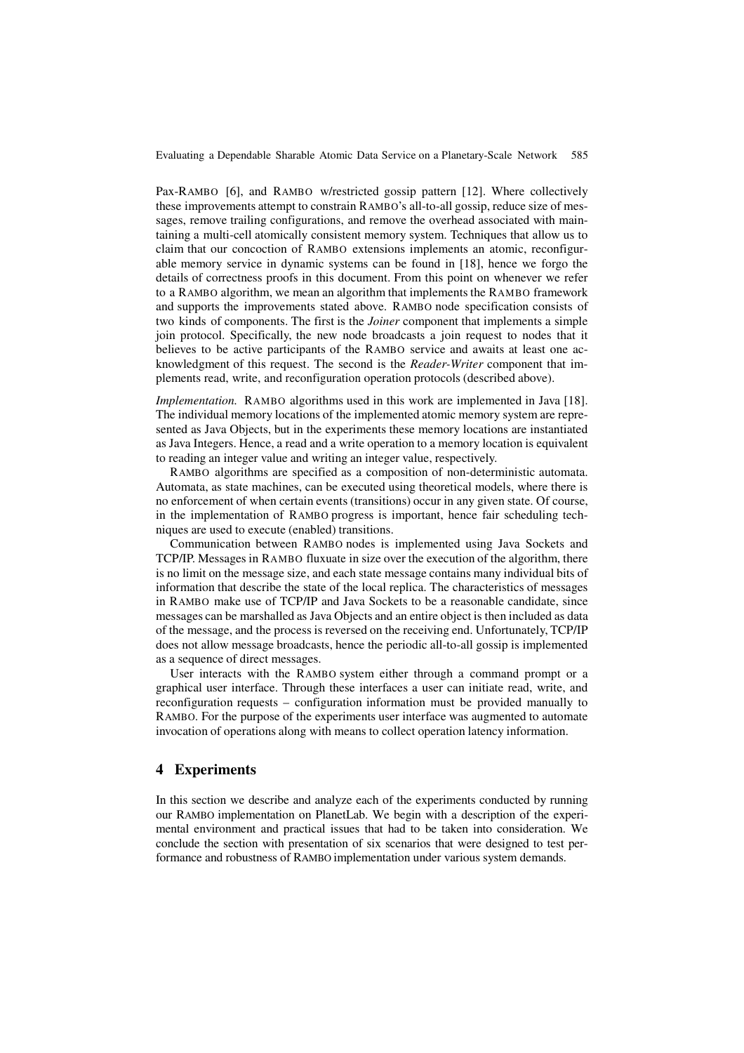Pax-RAMBO [6], and RAMBO w/restricted gossip pattern [12]. Where collectively these improvements attempt to constrain RAMBO's all-to-all gossip, reduce size of messages, remove trailing configurations, and remove the overhead associated with maintaining a multi-cell atomically consistent memory system. Techniques that allow us to claim that our concoction of RAMBO extensions implements an atomic, reconfigurable memory service in dynamic systems can be found in [18], hence we forgo the details of correctness proofs in this document. From this point on whenever we refer to a RAMBO algorithm, we mean an algorithm that implements the RAMBO framework and supports the improvements stated above. RAMBO node specification consists of two kinds of components. The first is the *Joiner* component that implements a simple join protocol. Specifically, the new node broadcasts a join request to nodes that it believes to be active participants of the RAMBO service and awaits at least one acknowledgment of this request. The second is the *Reader-Writer* component that implements read, write, and reconfiguration operation protocols (described above).

*Implementation.* RAMBO algorithms used in this work are implemented in Java [18]. The individual memory locations of the implemented atomic memory system are represented as Java Objects, but in the experiments these memory locations are instantiated as Java Integers. Hence, a read and a write operation to a memory location is equivalent to reading an integer value and writing an integer value, respectively.

RAMBO algorithms are specified as a composition of non-deterministic automata. Automata, as state machines, can be executed using theoretical models, where there is no enforcement of when certain events (transitions) occur in any given state. Of course, in the implementation of RAMBO progress is important, hence fair scheduling techniques are used to execute (enabled) transitions.

Communication between RAMBO nodes is implemented using Java Sockets and TCP/IP. Messages in RAMBO fluxuate in size over the execution of the algorithm, there is no limit on the message size, and each state message contains many individual bits of information that describe the state of the local replica. The characteristics of messages in RAMBO make use of TCP/IP and Java Sockets to be a reasonable candidate, since messages can be marshalled as Java Objects and an entire object is then included as data of the message, and the process is reversed on the receiving end. Unfortunately, TCP/IP does not allow message broadcasts, hence the periodic all-to-all gossip is implemented as a sequence of direct messages.

User interacts with the RAMBO system either through a command prompt or a graphical user interface. Through these interfaces a user can initiate read, write, and reconfiguration requests – configuration information must be provided manually to RAMBO. For the purpose of the experiments user interface was augmented to automate invocation of operations along with means to collect operation latency information.

## 4 Experiments

In this section we describe and analyze each of the experiments conducted by running our RAMBO implementation on PlanetLab. We begin with a description of the experimental environment and practical issues that had to be taken into consideration. We conclude the section with presentation of six scenarios that were designed to test performance and robustness of RAMBO implementation under various system demands.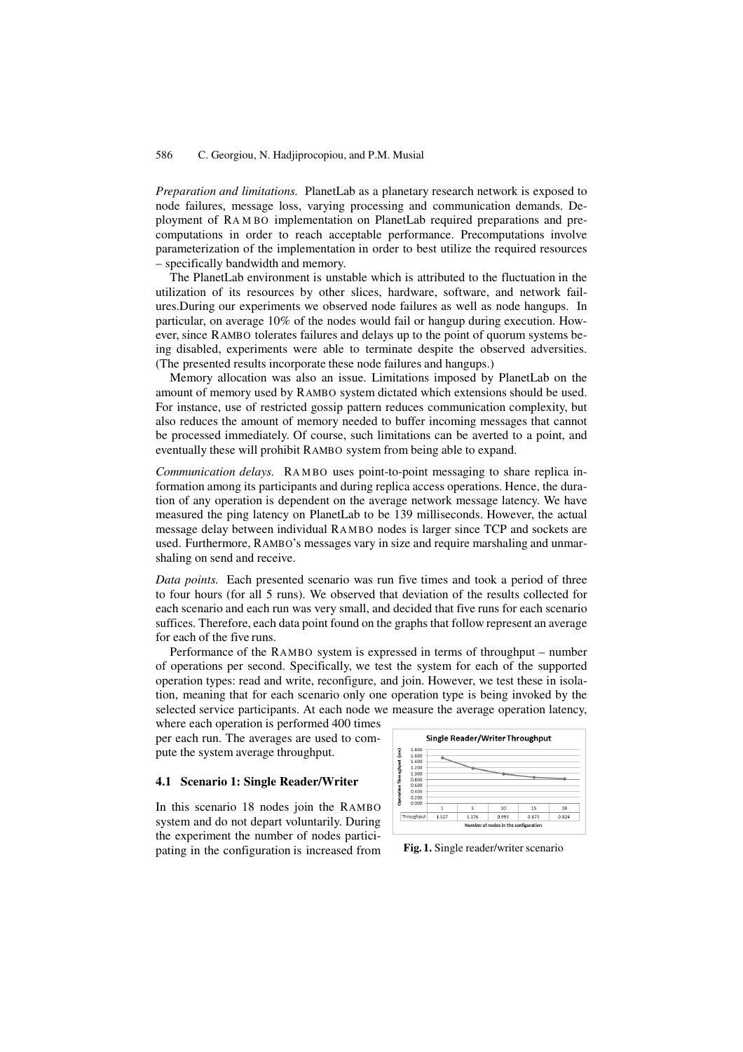*Preparation and limitations.* PlanetLab as a planetary research network is exposed to node failures, message loss, varying processing and communication demands. Deployment of RAMBO implementation on PlanetLab required preparations and precomputations in order to reach acceptable performance. Precomputations involve parameterization of the implementation in order to best utilize the required resources – specifically bandwidth and memory.

The PlanetLab environment is unstable which is attributed to the fluctuation in the utilization of its resources by other slices, hardware, software, and network failures.During our experiments we observed node failures as well as node hangups. In particular, on average 10% of the nodes would fail or hangup during execution. However, since RAMBO tolerates failures and delays up to the point of quorum systems being disabled, experiments were able to terminate despite the observed adversities. (The presented results incorporate these node failures and hangups.)

Memory allocation was also an issue. Limitations imposed by PlanetLab on the amount of memory used by RAMBO system dictated which extensions should be used. For instance, use of restricted gossip pattern reduces communication complexity, but also reduces the amount of memory needed to buffer incoming messages that cannot be processed immediately. Of course, such limitations can be averted to a point, and eventually these will prohibit RAMBO system from being able to expand.

*Communication delays.* RAMBO uses point-to-point messaging to share replica information among its participants and during replica access operations. Hence, the duration of any operation is dependent on the average network message latency. We have measured the ping latency on PlanetLab to be 139 milliseconds. However, the actual message delay between individual RAMBO nodes is larger since TCP and sockets are used. Furthermore, RAMBO's messages vary in size and require marshaling and unmarshaling on send and receive.

*Data points.* Each presented scenario was run five times and took a period of three to four hours (for all 5 runs). We observed that deviation of the results collected for each scenario and each run was very small, and decided that five runs for each scenario suffices. Therefore, each data point found on the graphs that follow represent an average for each of the five runs.

Performance of the RAMBO system is expressed in terms of throughput – number of operations per second. Specifically, we test the system for each of the supported operation types: read and write, reconfigure, and join. However, we test these in isolation, meaning that for each scenario only one operation type is being invoked by the selected service participants. At each node we measure the average operation latency, where each operation is performed 400 times per each run. The averages are used to compute the system average throughput.

### 4.1 Scenario 1: Single Reader/Writer

In this scenario 18 nodes join the RAMBO system and do not depart voluntarily. During the experiment the number of nodes participating in the configuration is increased from

**Single Reader/Writer Throughput**

| Number of nodes in the configuration | 1 | 5 | 10 | 15 | 18 |
|---|---|---|---|---|---|
| Throughput | 1.527 | 1.176 | 0.993 | 0.873 | 0.824 |

**Fig. 1.** Single reader/writer scenario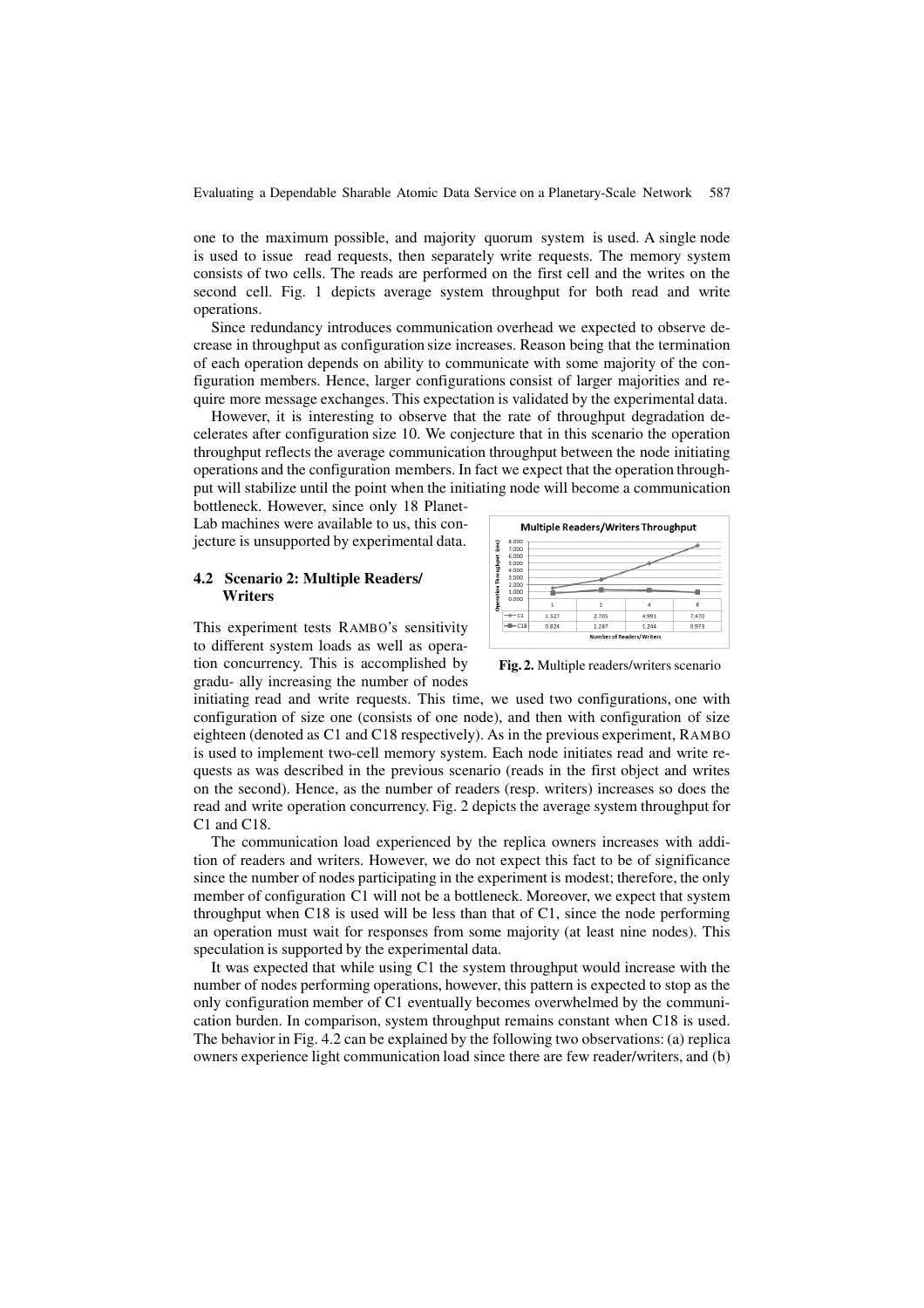one to the maximum possible, and majority quorum system is used. A single node is used to issue read requests, then separately write requests. The memory system consists of two cells. The reads are performed on the first cell and the writes on the second cell. Fig. 1 depicts average system throughput for both read and write operations.

Since redundancy introduces communication overhead we expected to observe decrease in throughput as configuration size increases. Reason being that the termination of each operation depends on ability to communicate with some majority of the configuration members. Hence, larger configurations consist of larger majorities and require more message exchanges. This expectation is validated by the experimental data.

However, it is interesting to observe that the rate of throughput degradation decelerates after configuration size 10. We conjecture that in this scenario the operation throughput reflects the average communication throughput between the node initiating operations and the configuration members. In fact we expect that the operation throughput will stabilize until the point when the initiating node will become a communication bottleneck. However, since only 18 PlanetLab machines were available to us, this conjecture is unsupported by experimental data.

### 4.2 Scenario 2: Multiple Readers/ Writers

This experiment tests RAMBO's sensitivity to different system loads as well as operation concurrency. This is accomplished by gradu- ally increasing the number of nodes initiating read and write requests. This time, we used two configurations, one with configuration of size one (consists of one node), and then with configuration of size eighteen (denoted as C1 and C18 respectively). As in the previous experiment, RAMBO is used to implement two-cell memory system. Each node initiates read and write requests as was described in the previous scenario (reads in the first object and writes on the second). Hence, as the number of readers (resp. writers) increases so does the read and write operation concurrency. Fig. 2 depicts the average system throughput for C1 and C18.

**Multiple Readers/Writers Throughput**

| | 1 | 2 | 4 | 8 |
|---|---|---|---|---|
| C1 | 1.527 | 2.705 | 4.991 | 7.470 |
| C18 | 0.824 | 1.287 | 1.244 | 0.973 |

**Fig. 2.** Multiple readers/writers scenario

The communication load experienced by the replica owners increases with addition of readers and writers. However, we do not expect this fact to be of significance since the number of nodes participating in the experiment is modest; therefore, the only member of configuration C1 will not be a bottleneck. Moreover, we expect that system throughput when C18 is used will be less than that of C1, since the node performing an operation must wait for responses from some majority (at least nine nodes). This speculation is supported by the experimental data.

It was expected that while using C1 the system throughput would increase with the number of nodes performing operations, however, this pattern is expected to stop as the only configuration member of C1 eventually becomes overwhelmed by the communication burden. In comparison, system throughput remains constant when C18 is used. The behavior in Fig. 4.2 can be explained by the following two observations: (a) replica owners experience light communication load since there are few reader/writers, and (b)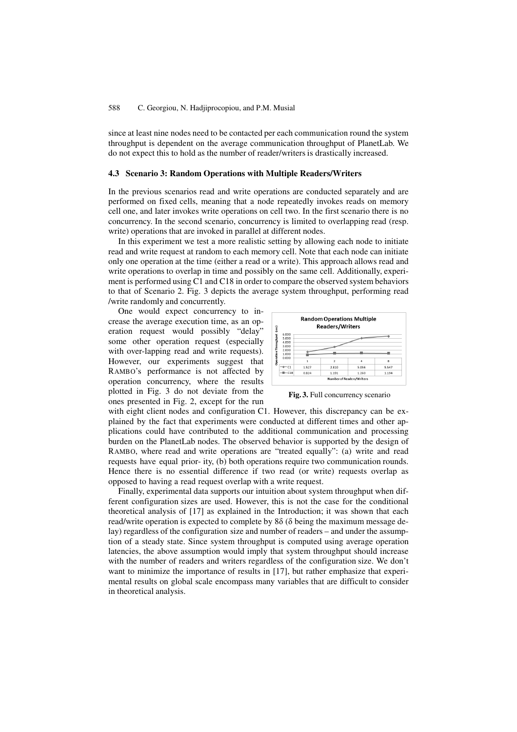since at least nine nodes need to be contacted per each communication round the system throughput is dependent on the average communication throughput of PlanetLab. We do not expect this to hold as the number of reader/writers is drastically increased.

### 4.3 Scenario 3: Random Operations with Multiple Readers/Writers

In the previous scenarios read and write operations are conducted separately and are performed on fixed cells, meaning that a node repeatedly invokes reads on memory cell one, and later invokes write operations on cell two. In the first scenario there is no concurrency. In the second scenario, concurrency is limited to overlapping read (resp. write) operations that are invoked in parallel at different nodes.

In this experiment we test a more realistic setting by allowing each node to initiate read and write request at random to each memory cell. Note that each node can initiate only one operation at the time (either a read or a write). This approach allows read and write operations to overlap in time and possibly on the same cell. Additionally, experiment is performed using C1 and C18 in order to compare the observed system behaviors to that of Scenario 2. Fig. 3 depicts the average system throughput, performing read /write randomly and concurrently.

One would expect concurrency to increase the average execution time, as an operation request would possibly "delay" some other operation request (especially with over-lapping read and write requests). However, our experiments suggest that RAMBO's performance is not affected by operation concurrency, where the results plotted in Fig. 3 do not deviate from the ones presented in Fig. 2, except for the run with eight client nodes and configuration C1. However, this discrepancy can be explained by the fact that experiments were conducted at different times and other applications could have contributed to the additional communication and processing burden on the PlanetLab nodes. The observed behavior is supported by the design of RAMBO, where read and write operations are "treated equally": (a) write and read requests have equal prior- ity, (b) both operations require two communication rounds. Hence there is no essential difference if two read (or write) requests overlap as opposed to having a read request overlap with a write request.

**Random Operations Multiple Readers/Writers**

| Number of Readers/Writers | 1 | 2 | 4 | 8 |
|---|---|---|---|---|
| C1 | 1.527 | 2.810 | 5.056 | 5.547 |
| C18 | 0.824 | 1.191 | 1.260 | 1.194 |

**Fig. 3.** Full concurrency scenario

Finally, experimental data supports our intuition about system throughput when different configuration sizes are used. However, this is not the case for the conditional theoretical analysis of [17] as explained in the Introduction; it was shown that each read/write operation is expected to complete by $8\delta$ ($\delta$ being the maximum message delay) regardless of the configuration size and number of readers – and under the assumption of a steady state. Since system throughput is computed using average operation latencies, the above assumption would imply that system throughput should increase with the number of readers and writers regardless of the configuration size. We don't want to minimize the importance of results in [17], but rather emphasize that experimental results on global scale encompass many variables that are difficult to consider in theoretical analysis.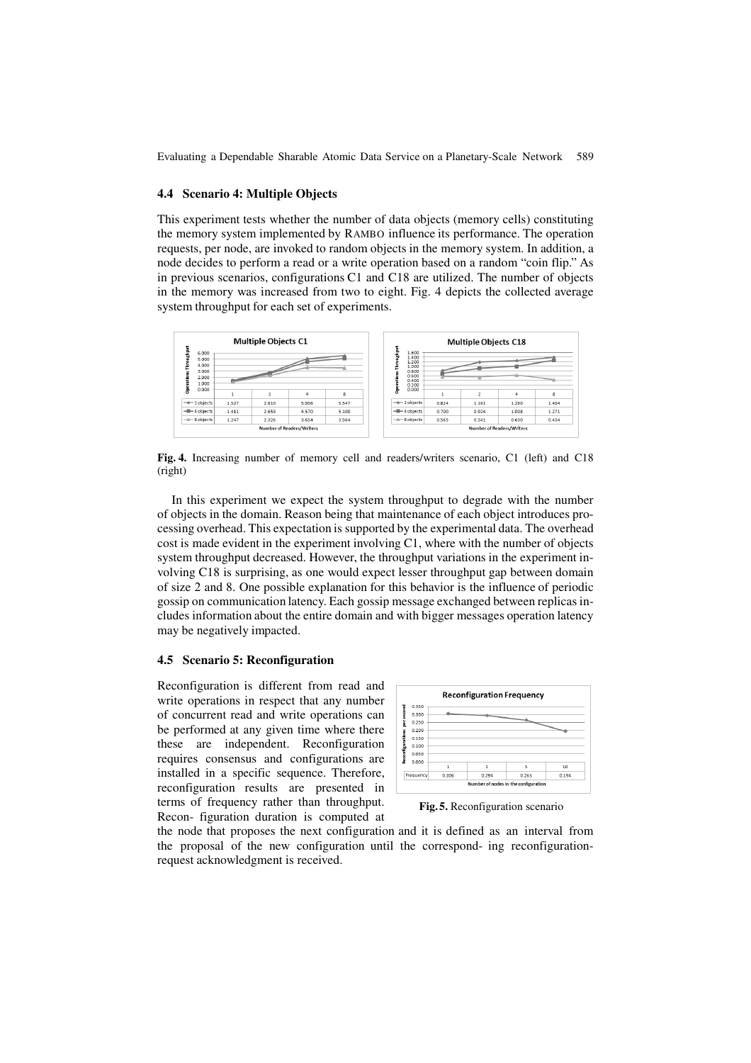### 4.4 Scenario 4: Multiple Objects

This experiment tests whether the number of data objects (memory cells) constituting the memory system implemented by RAMBO influence its performance. The operation requests, per node, are invoked to random objects in the memory system. In addition, a node decides to perform a read or a write operation based on a random "coin flip." As in previous scenarios, configurations C1 and C18 are utilized. The number of objects in the memory was increased from two to eight. Fig. 4 depicts the collected average system throughput for each set of experiments.

**Multiple Objects C1**

| Number of Readers/Writers | 1 | 2 | 4 | 8 |
|---|---|---|---|---|
| 2 objects | 1.527 | 2.810 | 5.056 | 5.547 |
| 4 objects | 1.411 | 2.659 | 4.570 | 5.100 |
| 8 objects | 1.247 | 2.326 | 3.654 | 3.564 |

**Multiple Objects C18**

| Number of Readers/Writers | 1 | 2 | 4 | 8 |
|---|---|---|---|---|
| 2 objects | 0.824 | 1.191 | 1.260 | 1.404 |
| 4 objects | 0.700 | 0.924 | 1.008 | 1.271 |
| 8 objects | 0.565 | 0.541 | 0.630 | 0.434 |

**Fig. 4.** Increasing number of memory cell and readers/writers scenario, C1 (left) and C18 (right)

In this experiment we expect the system throughput to degrade with the number of objects in the domain. Reason being that maintenance of each object introduces processing overhead. This expectation is supported by the experimental data. The overhead cost is made evident in the experiment involving C1, where with the number of objects system throughput decreased. However, the throughput variations in the experiment involving C18 is surprising, as one would expect lesser throughput gap between domain of size 2 and 8. One possible explanation for this behavior is the influence of periodic gossip on communication latency. Each gossip message exchanged between replicas includes information about the entire domain and with bigger messages operation latency may be negatively impacted.

### 4.5 Scenario 5: Reconfiguration

Reconfiguration is different from read and write operations in respect that any number of concurrent read and write operations can be performed at any given time where there these are independent. Reconfiguration requires consensus and configurations are installed in a specific sequence. Therefore, reconfiguration results are presented in terms of frequency rather than throughput. Recon- figuration duration is computed at the node that proposes the next configuration and it is defined as an interval from the proposal of the new configuration until the correspond- ing reconfiguration-request acknowledgment is received.

**Reconfiguration Frequency**

| Number of nodes in the configuration | 1 | 2 | 5 | 10 |
|---|---|---|---|---|
| Frequency | 0.306 | 0.294 | 0.265 | 0.194 |

**Fig. 5.** Reconfiguration scenario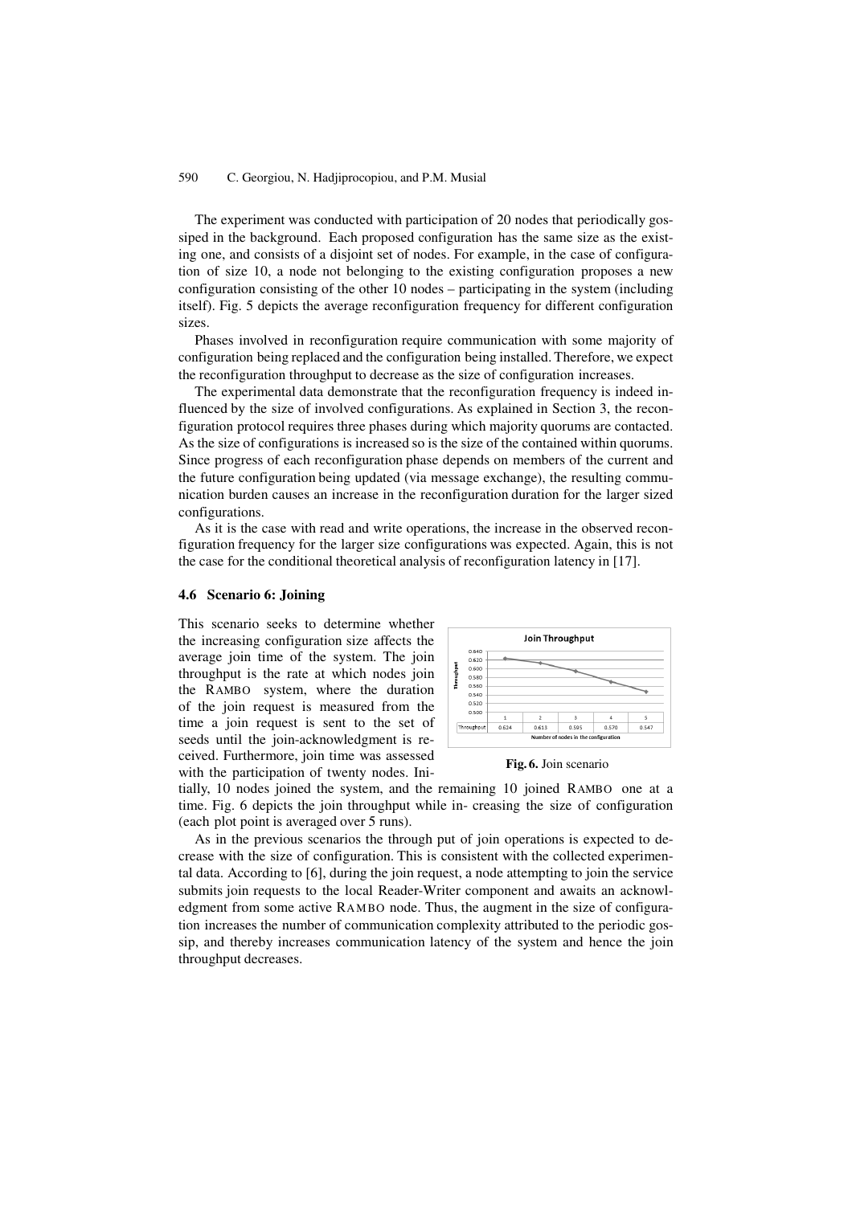The experiment was conducted with participation of 20 nodes that periodically gossiped in the background. Each proposed configuration has the same size as the existing one, and consists of a disjoint set of nodes. For example, in the case of configuration of size 10, a node not belonging to the existing configuration proposes a new configuration consisting of the other 10 nodes – participating in the system (including itself). Fig. 5 depicts the average reconfiguration frequency for different configuration sizes.

Phases involved in reconfiguration require communication with some majority of configuration being replaced and the configuration being installed. Therefore, we expect the reconfiguration throughput to decrease as the size of configuration increases.

The experimental data demonstrate that the reconfiguration frequency is indeed influenced by the size of involved configurations. As explained in Section 3, the reconfiguration protocol requires three phases during which majority quorums are contacted. As the size of configurations is increased so is the size of the contained within quorums. Since progress of each reconfiguration phase depends on members of the current and the future configuration being updated (via message exchange), the resulting communication burden causes an increase in the reconfiguration duration for the larger sized configurations.

As it is the case with read and write operations, the increase in the observed reconfiguration frequency for the larger size configurations was expected. Again, this is not the case for the conditional theoretical analysis of reconfiguration latency in [17].

### 4.6 Scenario 6: Joining

This scenario seeks to determine whether the increasing configuration size affects the average join time of the system. The join throughput is the rate at which nodes join the RAMBO system, where the duration of the join request is measured from the time a join request is sent to the set of seeds until the join-acknowledgment is received. Furthermore, join time was assessed with the participation of twenty nodes. Initially, 10 nodes joined the system, and the remaining 10 joined RAMBO one at a time. Fig. 6 depicts the join throughput while in- creasing the size of configuration (each plot point is averaged over 5 runs).

**Join Throughput**

| | 1 | 2 | 3 | 4 | 5 |
|---|---|---|---|---|---|
| Throughput | 0.624 | 0.613 | 0.595 | 0.570 | 0.547 |

Number of nodes in the configuration

**Fig. 6.** Join scenario

As in the previous scenarios the through put of join operations is expected to decrease with the size of configuration. This is consistent with the collected experimental data. According to [6], during the join request, a node attempting to join the service submits join requests to the local Reader-Writer component and awaits an acknowledgment from some active RAMBO node. Thus, the augment in the size of configuration increases the number of communication complexity attributed to the periodic gossip, and thereby increases communication latency of the system and hence the join throughput decreases.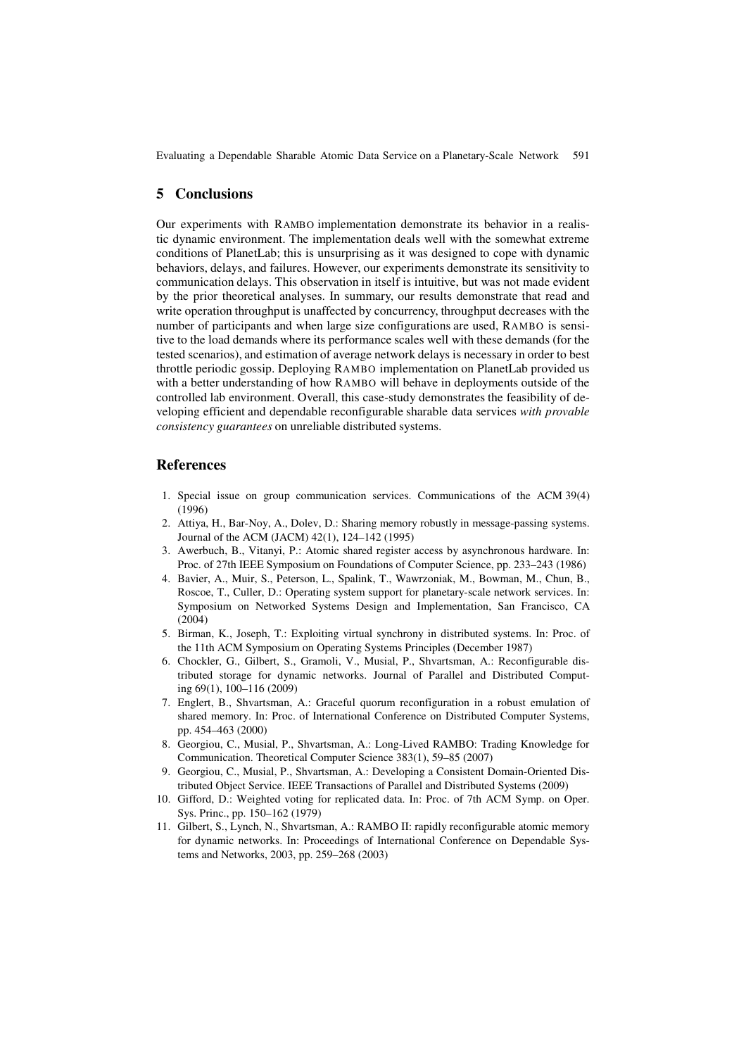## 5 Conclusions

Our experiments with RAMBO implementation demonstrate its behavior in a realistic dynamic environment. The implementation deals well with the somewhat extreme conditions of PlanetLab; this is unsurprising as it was designed to cope with dynamic behaviors, delays, and failures. However, our experiments demonstrate its sensitivity to communication delays. This observation in itself is intuitive, but was not made evident by the prior theoretical analyses. In summary, our results demonstrate that read and write operation throughput is unaffected by concurrency, throughput decreases with the number of participants and when large size configurations are used, RAMBO is sensitive to the load demands where its performance scales well with these demands (for the tested scenarios), and estimation of average network delays is necessary in order to best throttle periodic gossip. Deploying RAMBO implementation on PlanetLab provided us with a better understanding of how RAMBO will behave in deployments outside of the controlled lab environment. Overall, this case-study demonstrates the feasibility of developing efficient and dependable reconfigurable sharable data services *with provable consistency guarantees* on unreliable distributed systems.

## References

1. Special issue on group communication services. Communications of the ACM 39(4) (1996)
2. Attiya, H., Bar-Noy, A., Dolev, D.: Sharing memory robustly in message-passing systems. Journal of the ACM (JACM) 42(1), 124–142 (1995)
3. Awerbuch, B., Vitanyi, P.: Atomic shared register access by asynchronous hardware. In: Proc. of 27th IEEE Symposium on Foundations of Computer Science, pp. 233–243 (1986)
4. Bavier, A., Muir, S., Peterson, L., Spalink, T., Wawrzoniak, M., Bowman, M., Chun, B., Roscoe, T., Culler, D.: Operating system support for planetary-scale network services. In: Symposium on Networked Systems Design and Implementation, San Francisco, CA (2004)
5. Birman, K., Joseph, T.: Exploiting virtual synchrony in distributed systems. In: Proc. of the 11th ACM Symposium on Operating Systems Principles (December 1987)
6. Chockler, G., Gilbert, S., Gramoli, V., Musial, P., Shvartsman, A.: Reconfigurable distributed storage for dynamic networks. Journal of Parallel and Distributed Computing 69(1), 100–116 (2009)
7. Englert, B., Shvartsman, A.: Graceful quorum reconfiguration in a robust emulation of shared memory. In: Proc. of International Conference on Distributed Computer Systems, pp. 454–463 (2000)
8. Georgiou, C., Musial, P., Shvartsman, A.: Long-Lived RAMBO: Trading Knowledge for Communication. Theoretical Computer Science 383(1), 59–85 (2007)
9. Georgiou, C., Musial, P., Shvartsman, A.: Developing a Consistent Domain-Oriented Distributed Object Service. IEEE Transactions of Parallel and Distributed Systems (2009)
10. Gifford, D.: Weighted voting for replicated data. In: Proc. of 7th ACM Symp. on Oper. Sys. Princ., pp. 150–162 (1979)
11. Gilbert, S., Lynch, N., Shvartsman, A.: RAMBO II: rapidly reconfigurable atomic memory for dynamic networks. In: Proceedings of International Conference on Dependable Systems and Networks, 2003, pp. 259–268 (2003)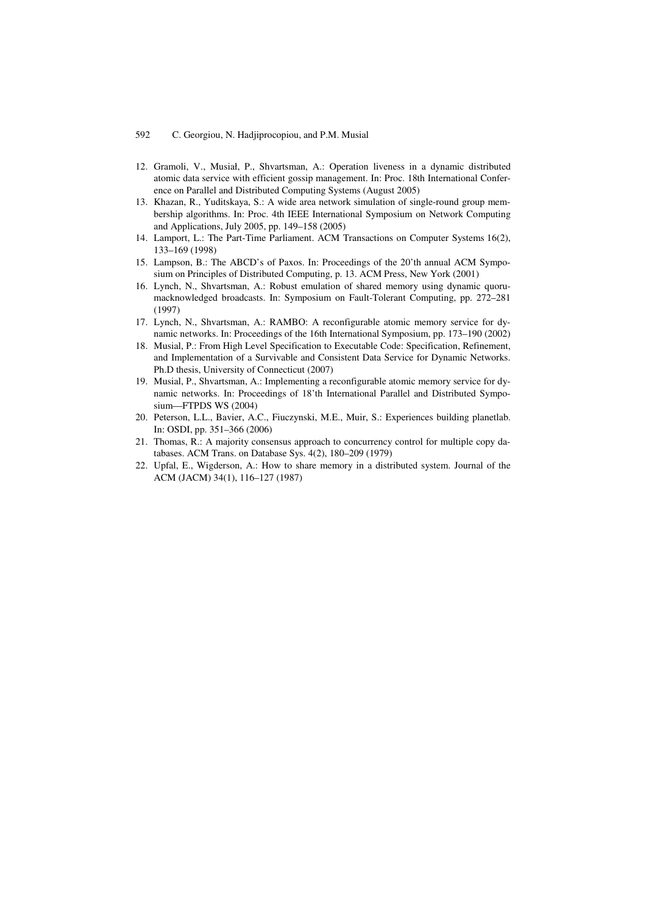12. Gramoli, V., Musiał, P., Shvartsman, A.: Operation liveness in a dynamic distributed atomic data service with efficient gossip management. In: Proc. 18th International Conference on Parallel and Distributed Computing Systems (August 2005)
13. Khazan, R., Yuditskaya, S.: A wide area network simulation of single-round group membership algorithms. In: Proc. 4th IEEE International Symposium on Network Computing and Applications, July 2005, pp. 149–158 (2005)
14. Lamport, L.: The Part-Time Parliament. ACM Transactions on Computer Systems 16(2), 133–169 (1998)
15. Lampson, B.: The ABCD's of Paxos. In: Proceedings of the 20'th annual ACM Symposium on Principles of Distributed Computing, p. 13. ACM Press, New York (2001)
16. Lynch, N., Shvartsman, A.: Robust emulation of shared memory using dynamic quorumacknowledged broadcasts. In: Symposium on Fault-Tolerant Computing, pp. 272–281 (1997)
17. Lynch, N., Shvartsman, A.: RAMBO: A reconfigurable atomic memory service for dynamic networks. In: Proceedings of the 16th International Symposium, pp. 173–190 (2002)
18. Musial, P.: From High Level Specification to Executable Code: Specification, Refinement, and Implementation of a Survivable and Consistent Data Service for Dynamic Networks. Ph.D thesis, University of Connecticut (2007)
19. Musial, P., Shvartsman, A.: Implementing a reconfigurable atomic memory service for dynamic networks. In: Proceedings of 18'th International Parallel and Distributed Symposium—FTPDS WS (2004)
20. Peterson, L.L., Bavier, A.C., Fiuczynski, M.E., Muir, S.: Experiences building planetlab. In: OSDI, pp. 351–366 (2006)
21. Thomas, R.: A majority consensus approach to concurrency control for multiple copy databases. ACM Trans. on Database Sys. 4(2), 180–209 (1979)
22. Upfal, E., Wigderson, A.: How to share memory in a distributed system. Journal of the ACM (JACM) 34(1), 116–127 (1987)